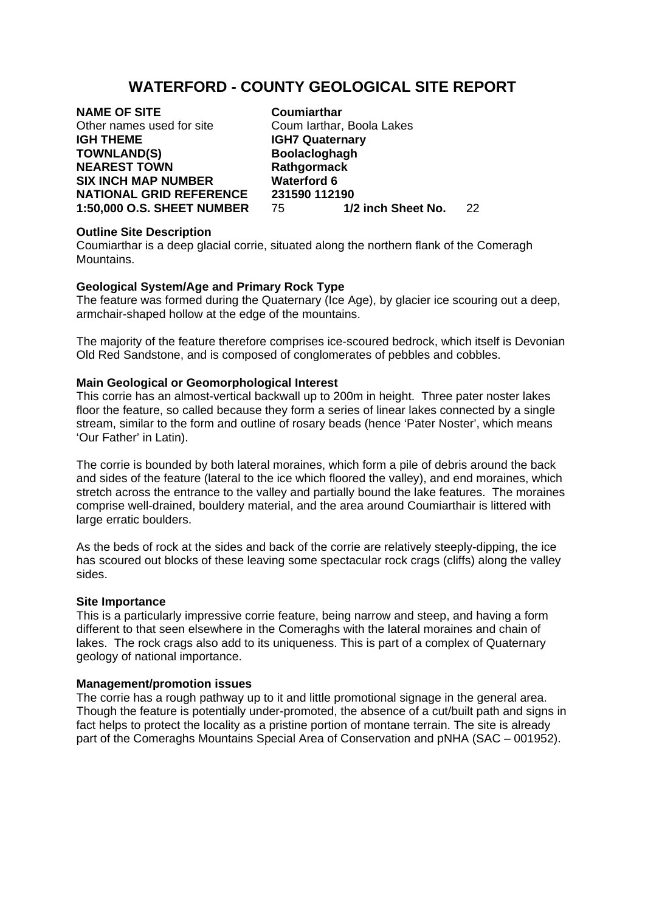# WATERFORD - COUNTY GEOLOGICAL SITE REPORT

**NAME OF SITE** **Coumiarthar**
Other names used for site Coum Iarthar, Boola Lakes
**IGH THEME** **IGH7 Quaternary**
**TOWNLAND(S)** **Boolacloghagh**
**NEAREST TOWN** **Rathgormack**
**SIX INCH MAP NUMBER** **Waterford 6**
**NATIONAL GRID REFERENCE** **231590 112190**
**1:50,000 O.S. SHEET NUMBER** 75 **1/2 inch Sheet No.** 22

**Outline Site Description**
Coumiarthar is a deep glacial corrie, situated along the northern flank of the Comeragh Mountains.

**Geological System/Age and Primary Rock Type**
The feature was formed during the Quaternary (Ice Age), by glacier ice scouring out a deep, armchair-shaped hollow at the edge of the mountains.

The majority of the feature therefore comprises ice-scoured bedrock, which itself is Devonian Old Red Sandstone, and is composed of conglomerates of pebbles and cobbles.

**Main Geological or Geomorphological Interest**
This corrie has an almost-vertical backwall up to 200m in height. Three pater noster lakes floor the feature, so called because they form a series of linear lakes connected by a single stream, similar to the form and outline of rosary beads (hence 'Pater Noster', which means 'Our Father' in Latin).

The corrie is bounded by both lateral moraines, which form a pile of debris around the back and sides of the feature (lateral to the ice which floored the valley), and end moraines, which stretch across the entrance to the valley and partially bound the lake features. The moraines comprise well-drained, bouldery material, and the area around Coumiarthair is littered with large erratic boulders.

As the beds of rock at the sides and back of the corrie are relatively steeply-dipping, the ice has scoured out blocks of these leaving some spectacular rock crags (cliffs) along the valley sides.

**Site Importance**
This is a particularly impressive corrie feature, being narrow and steep, and having a form different to that seen elsewhere in the Comeraghs with the lateral moraines and chain of lakes. The rock crags also add to its uniqueness. This is part of a complex of Quaternary geology of national importance.

**Management/promotion issues**
The corrie has a rough pathway up to it and little promotional signage in the general area. Though the feature is potentially under-promoted, the absence of a cut/built path and signs in fact helps to protect the locality as a pristine portion of montane terrain. The site is already part of the Comeraghs Mountains Special Area of Conservation and pNHA (SAC – 001952).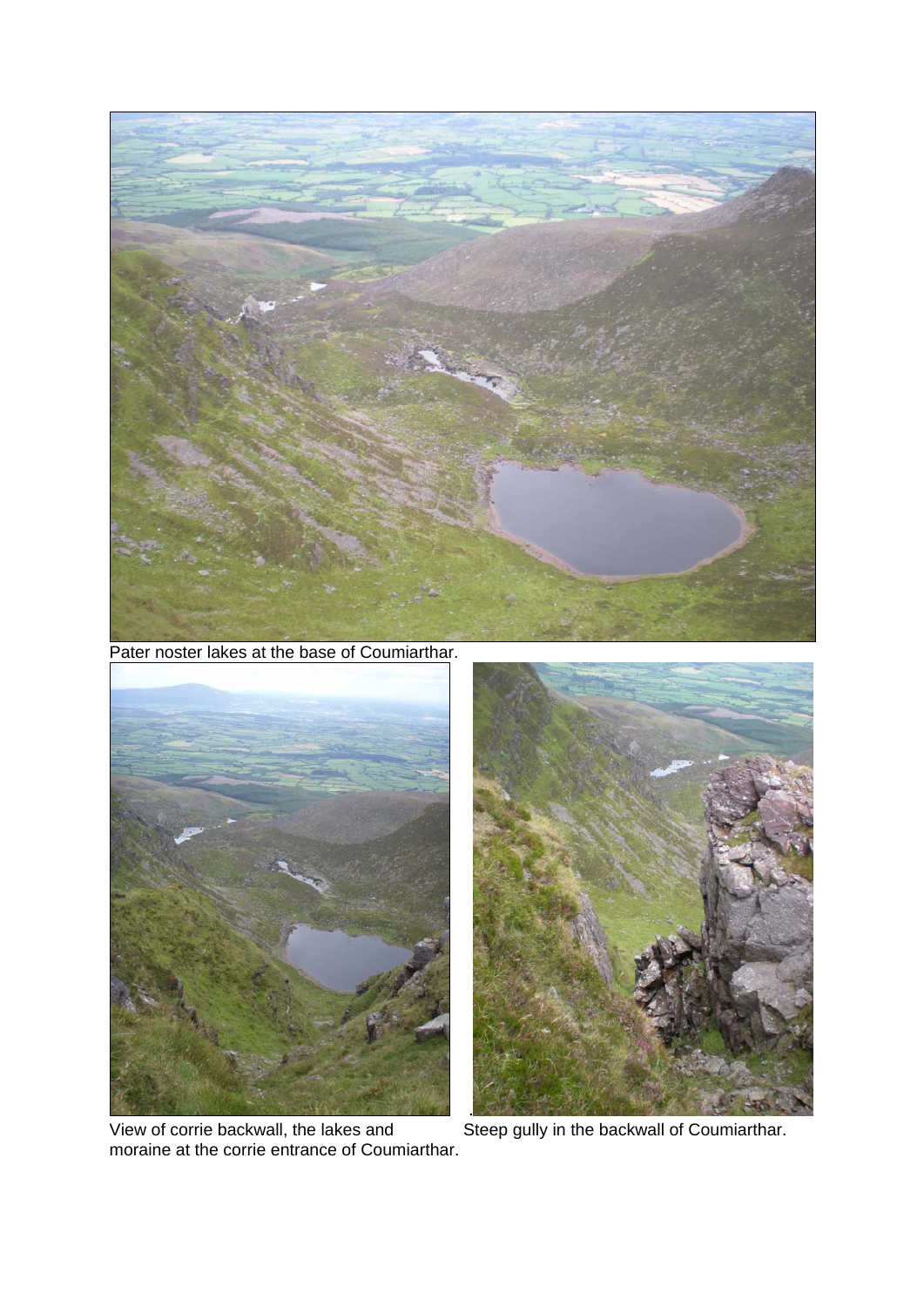Pater noster lakes at the base of Coumiarthar.

View of corrie backwall, the lakes and moraine at the corrie entrance of Coumiarthar.

Steep gully in the backwall of Coumiarthar.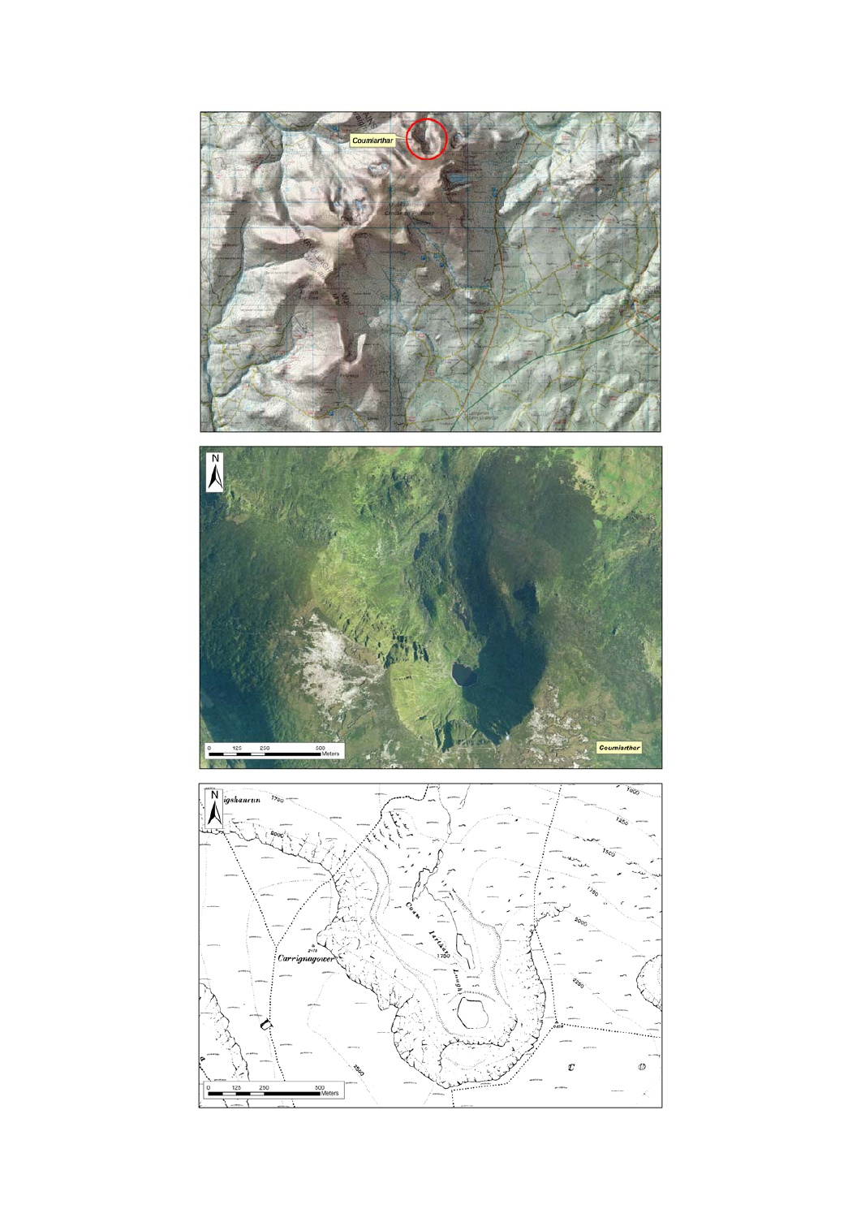Coumiarthar

N

0 125 250 500 Meters

Coumiarthar

N

igshaneun

Carrignagower

Coum Iarthar Lough

0 125 250 500 Meters